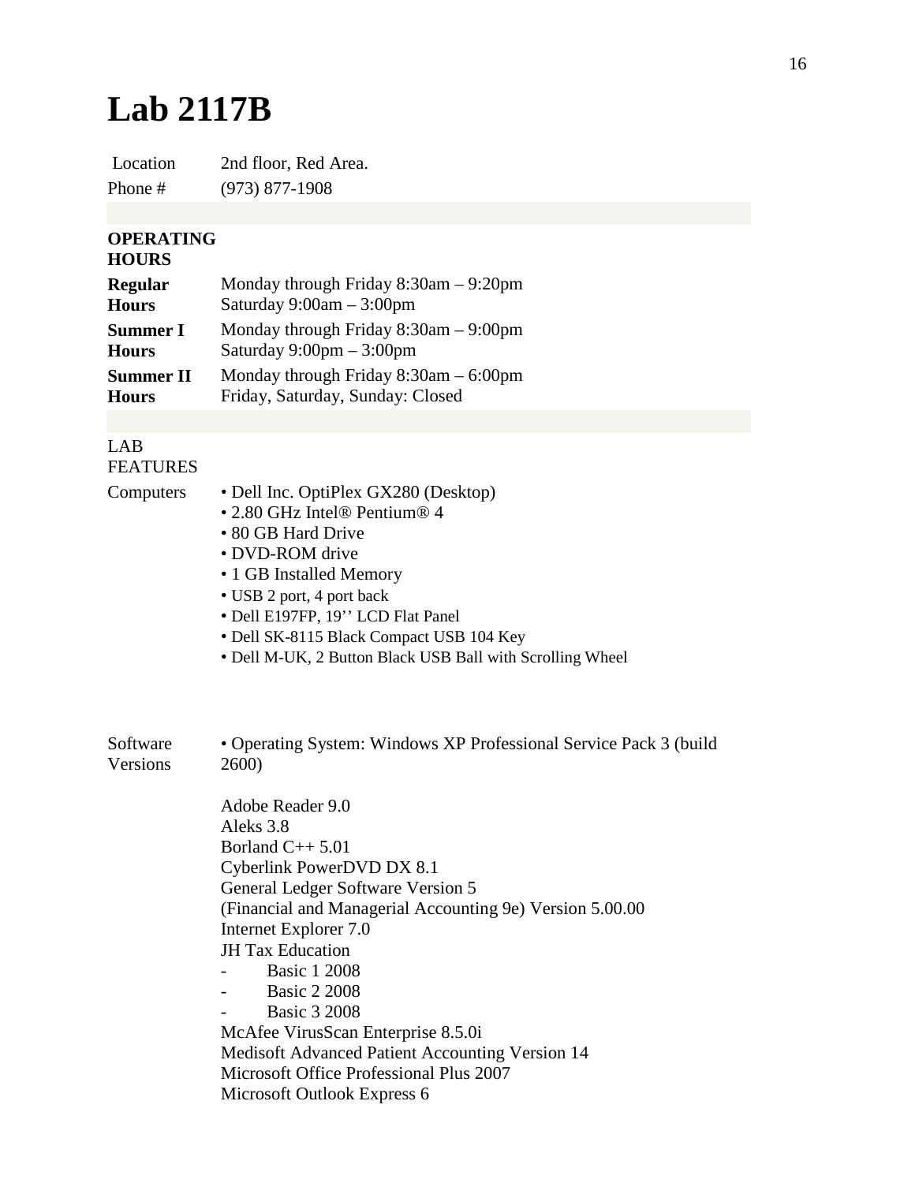# Lab 2117B

| | |
|---|---|
| Location | 2nd floor, Red Area. |
| Phone # | (973) 877-1908 |

**OPERATING HOURS**

| | |
|---|---|
| **Regular Hours** | Monday through Friday 8:30am – 9:20pm<br>Saturday 9:00am – 3:00pm |
| **Summer I Hours** | Monday through Friday 8:30am – 9:00pm<br>Saturday 9:00pm – 3:00pm |
| **Summer II Hours** | Monday through Friday 8:30am – 6:00pm<br>Friday, Saturday, Sunday: Closed |

LAB FEATURES

Computers

- Dell Inc. OptiPlex GX280 (Desktop)
- 2.80 GHz Intel® Pentium® 4
- 80 GB Hard Drive
- DVD-ROM drive
- 1 GB Installed Memory
- USB 2 port, 4 port back
- Dell E197FP, 19'' LCD Flat Panel
- Dell SK-8115 Black Compact USB 104 Key
- Dell M-UK, 2 Button Black USB Ball with Scrolling Wheel

Software Versions

- Operating System: Windows XP Professional Service Pack 3 (build 2600)

Adobe Reader 9.0
Aleks 3.8
Borland C++ 5.01
Cyberlink PowerDVD DX 8.1
General Ledger Software Version 5
(Financial and Managerial Accounting 9e) Version 5.00.00
Internet Explorer 7.0
JH Tax Education
- Basic 1 2008
- Basic 2 2008
- Basic 3 2008

McAfee VirusScan Enterprise 8.5.0i
Medisoft Advanced Patient Accounting Version 14
Microsoft Office Professional Plus 2007
Microsoft Outlook Express 6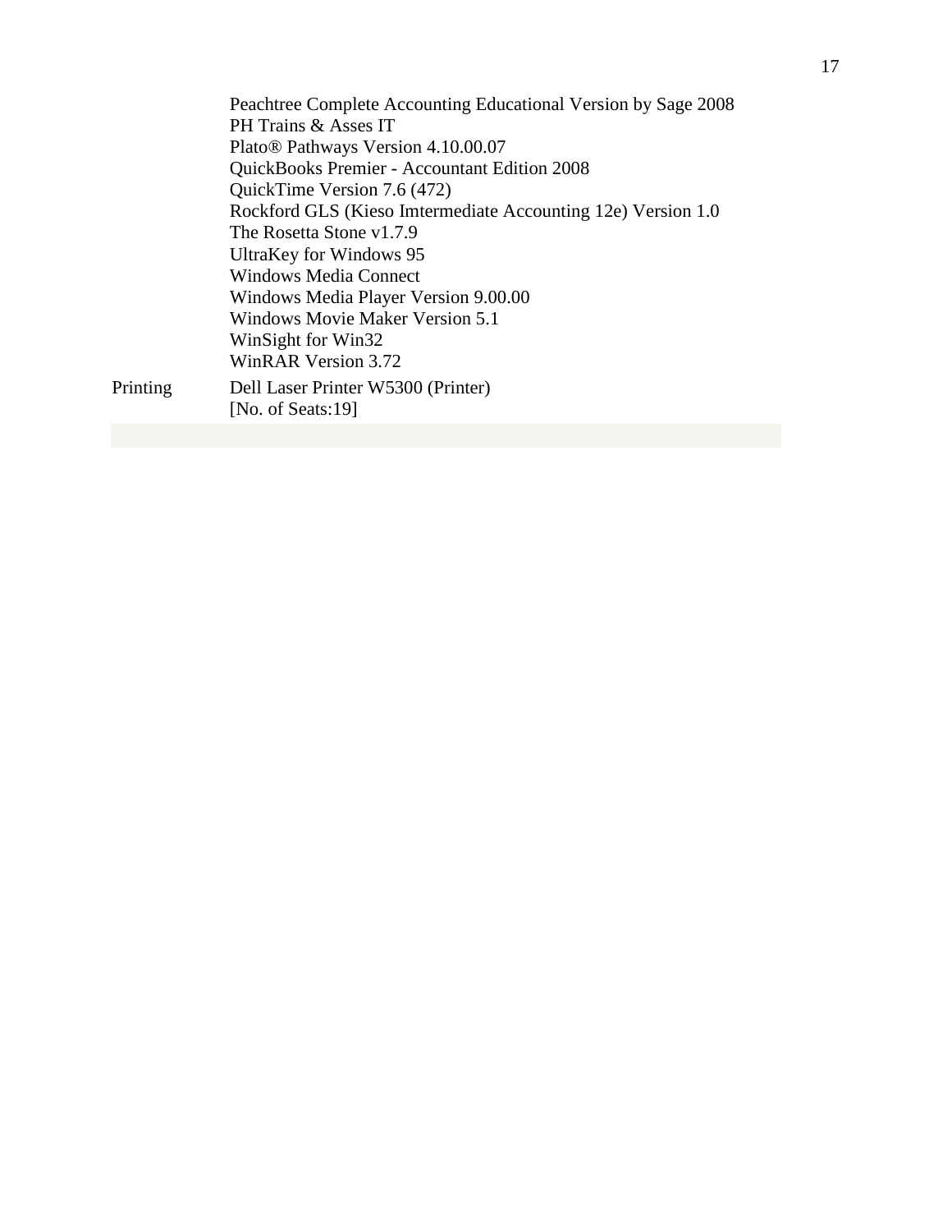| | |
|---|---|
| | Peachtree Complete Accounting Educational Version by Sage 2008<br>PH Trains & Asses IT<br>Plato® Pathways Version 4.10.00.07<br>QuickBooks Premier - Accountant Edition 2008<br>QuickTime Version 7.6 (472)<br>Rockford GLS (Kieso Imtermediate Accounting 12e) Version 1.0<br>The Rosetta Stone v1.7.9<br>UltraKey for Windows 95<br>Windows Media Connect<br>Windows Media Player Version 9.00.00<br>Windows Movie Maker Version 5.1<br>WinSight for Win32<br>WinRAR Version 3.72 |
| Printing | Dell Laser Printer W5300 (Printer)<br>[No. of Seats:19] |